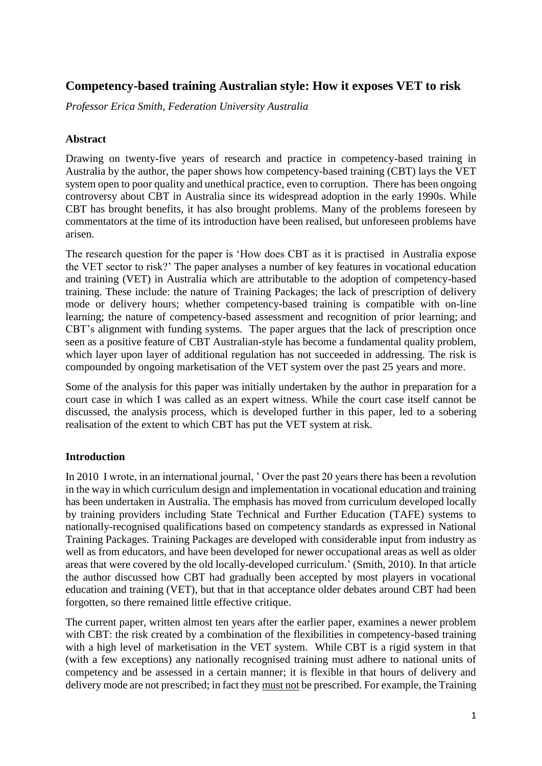# Competency-based training Australian style: How it exposes VET to risk

*Professor Erica Smith, Federation University Australia*

## Abstract

Drawing on twenty-five years of research and practice in competency-based training in Australia by the author, the paper shows how competency-based training (CBT) lays the VET system open to poor quality and unethical practice, even to corruption. There has been ongoing controversy about CBT in Australia since its widespread adoption in the early 1990s. While CBT has brought benefits, it has also brought problems. Many of the problems foreseen by commentators at the time of its introduction have been realised, but unforeseen problems have arisen.

The research question for the paper is 'How does CBT as it is practised in Australia expose the VET sector to risk?' The paper analyses a number of key features in vocational education and training (VET) in Australia which are attributable to the adoption of competency-based training. These include: the nature of Training Packages; the lack of prescription of delivery mode or delivery hours; whether competency-based training is compatible with on-line learning; the nature of competency-based assessment and recognition of prior learning; and CBT's alignment with funding systems. The paper argues that the lack of prescription once seen as a positive feature of CBT Australian-style has become a fundamental quality problem, which layer upon layer of additional regulation has not succeeded in addressing. The risk is compounded by ongoing marketisation of the VET system over the past 25 years and more.

Some of the analysis for this paper was initially undertaken by the author in preparation for a court case in which I was called as an expert witness. While the court case itself cannot be discussed, the analysis process, which is developed further in this paper, led to a sobering realisation of the extent to which CBT has put the VET system at risk.

## Introduction

In 2010 I wrote, in an international journal, ' Over the past 20 years there has been a revolution in the way in which curriculum design and implementation in vocational education and training has been undertaken in Australia. The emphasis has moved from curriculum developed locally by training providers including State Technical and Further Education (TAFE) systems to nationally-recognised qualifications based on competency standards as expressed in National Training Packages. Training Packages are developed with considerable input from industry as well as from educators, and have been developed for newer occupational areas as well as older areas that were covered by the old locally-developed curriculum.' (Smith, 2010). In that article the author discussed how CBT had gradually been accepted by most players in vocational education and training (VET), but that in that acceptance older debates around CBT had been forgotten, so there remained little effective critique.

The current paper, written almost ten years after the earlier paper, examines a newer problem with CBT: the risk created by a combination of the flexibilities in competency-based training with a high level of marketisation in the VET system. While CBT is a rigid system in that (with a few exceptions) any nationally recognised training must adhere to national units of competency and be assessed in a certain manner; it is flexible in that hours of delivery and delivery mode are not prescribed; in fact they <u>must not</u> be prescribed. For example, the Training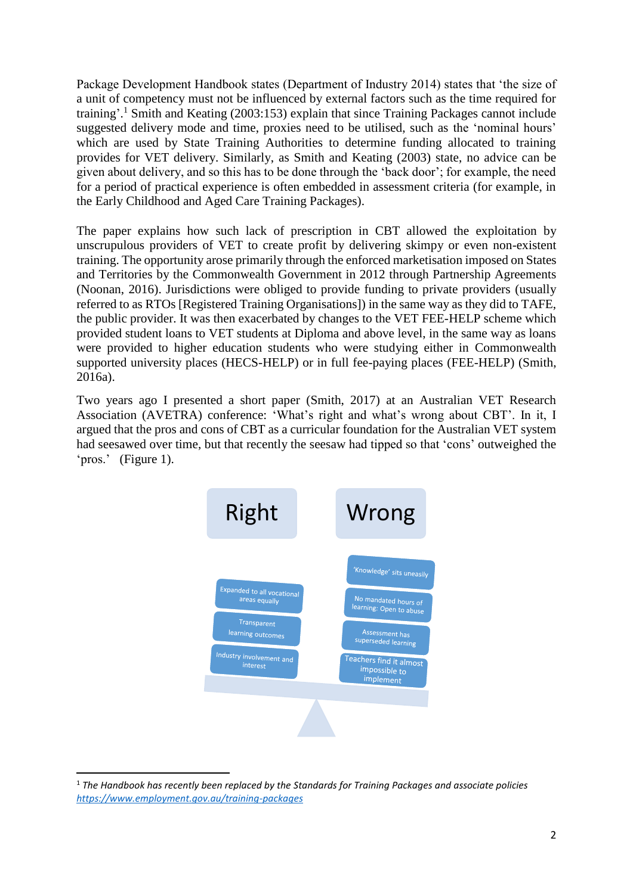Package Development Handbook states (Department of Industry 2014) states that 'the size of a unit of competency must not be influenced by external factors such as the time required for training'.[1] Smith and Keating (2003:153) explain that since Training Packages cannot include suggested delivery mode and time, proxies need to be utilised, such as the 'nominal hours' which are used by State Training Authorities to determine funding allocated to training provides for VET delivery. Similarly, as Smith and Keating (2003) state, no advice can be given about delivery, and so this has to be done through the 'back door'; for example, the need for a period of practical experience is often embedded in assessment criteria (for example, in the Early Childhood and Aged Care Training Packages).

The paper explains how such lack of prescription in CBT allowed the exploitation by unscrupulous providers of VET to create profit by delivering skimpy or even non-existent training. The opportunity arose primarily through the enforced marketisation imposed on States and Territories by the Commonwealth Government in 2012 through Partnership Agreements (Noonan, 2016). Jurisdictions were obliged to provide funding to private providers (usually referred to as RTOs [Registered Training Organisations]) in the same way as they did to TAFE, the public provider. It was then exacerbated by changes to the VET FEE-HELP scheme which provided student loans to VET students at Diploma and above level, in the same way as loans were provided to higher education students who were studying either in Commonwealth supported university places (HECS-HELP) or in full fee-paying places (FEE-HELP) (Smith, 2016a).

Two years ago I presented a short paper (Smith, 2017) at an Australian VET Research Association (AVETRA) conference: 'What's right and what's wrong about CBT'. In it, I argued that the pros and cons of CBT as a curricular foundation for the Australian VET system had seesawed over time, but that recently the seesaw had tipped so that 'cons' outweighed the 'pros.' (Figure 1).

| Right | Wrong |
| --- | --- |
| Expanded to all vocational areas equally | 'Knowledge' sits uneasily |
| Transparent learning outcomes | No mandated hours of learning: Open to abuse |
| Industry involvement and interest | Assessment has superseded learning |
| | Teachers find it almost impossible to implement |

[1] *The Handbook has recently been replaced by the Standards for Training Packages and associate policies* *https://www.employment.gov.au/training-packages*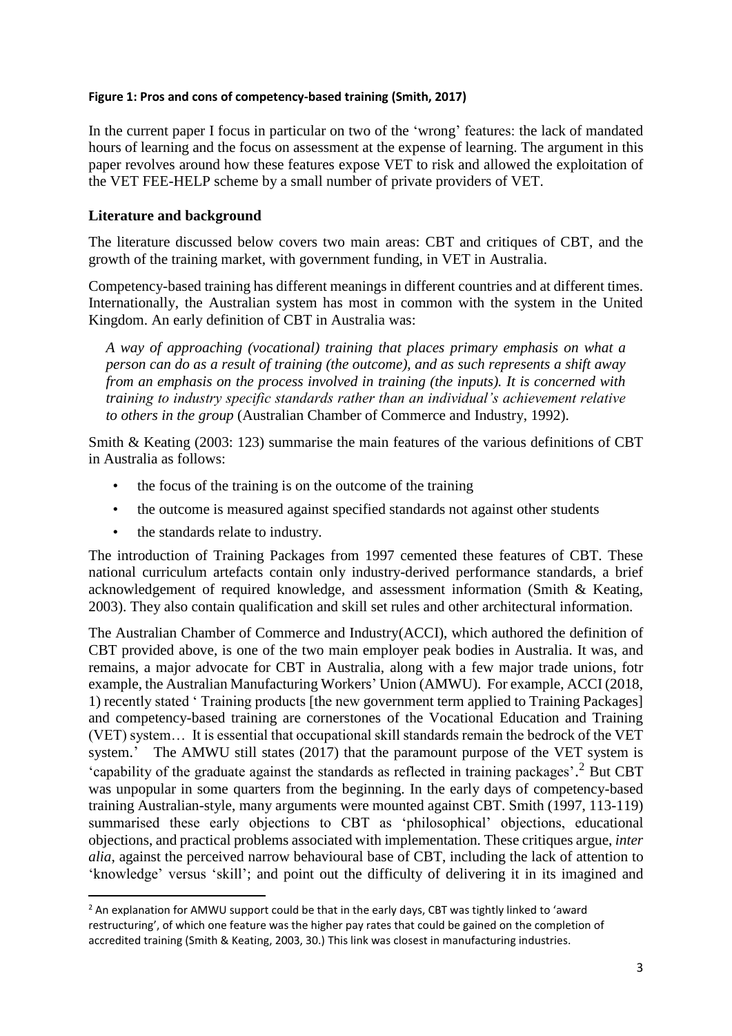**Figure 1: Pros and cons of competency-based training (Smith, 2017)**

In the current paper I focus in particular on two of the 'wrong' features: the lack of mandated hours of learning and the focus on assessment at the expense of learning. The argument in this paper revolves around how these features expose VET to risk and allowed the exploitation of the VET FEE-HELP scheme by a small number of private providers of VET.

## Literature and background

The literature discussed below covers two main areas: CBT and critiques of CBT, and the growth of the training market, with government funding, in VET in Australia.

Competency-based training has different meanings in different countries and at different times. Internationally, the Australian system has most in common with the system in the United Kingdom. An early definition of CBT in Australia was:

> *A way of approaching (vocational) training that places primary emphasis on what a person can do as a result of training (the outcome), and as such represents a shift away from an emphasis on the process involved in training (the inputs). It is concerned with training to industry specific standards rather than an individual's achievement relative to others in the group* (Australian Chamber of Commerce and Industry, 1992).

Smith & Keating (2003: 123) summarise the main features of the various definitions of CBT in Australia as follows:

- the focus of the training is on the outcome of the training
- the outcome is measured against specified standards not against other students
- the standards relate to industry.

The introduction of Training Packages from 1997 cemented these features of CBT. These national curriculum artefacts contain only industry-derived performance standards, a brief acknowledgement of required knowledge, and assessment information (Smith & Keating, 2003). They also contain qualification and skill set rules and other architectural information.

The Australian Chamber of Commerce and Industry(ACCI), which authored the definition of CBT provided above, is one of the two main employer peak bodies in Australia. It was, and remains, a major advocate for CBT in Australia, along with a few major trade unions, fotr example, the Australian Manufacturing Workers' Union (AMWU). For example, ACCI (2018, 1) recently stated ' Training products [the new government term applied to Training Packages] and competency-based training are cornerstones of the Vocational Education and Training (VET) system… It is essential that occupational skill standards remain the bedrock of the VET system.' The AMWU still states (2017) that the paramount purpose of the VET system is 'capability of the graduate against the standards as reflected in training packages'.[2] But CBT was unpopular in some quarters from the beginning. In the early days of competency-based training Australian-style, many arguments were mounted against CBT. Smith (1997, 113-119) summarised these early objections to CBT as 'philosophical' objections, educational objections, and practical problems associated with implementation. These critiques argue, *inter alia*, against the perceived narrow behavioural base of CBT, including the lack of attention to 'knowledge' versus 'skill'; and point out the difficulty of delivering it in its imagined and

---

[2] An explanation for AMWU support could be that in the early days, CBT was tightly linked to 'award restructuring', of which one feature was the higher pay rates that could be gained on the completion of accredited training (Smith & Keating, 2003, 30.) This link was closest in manufacturing industries.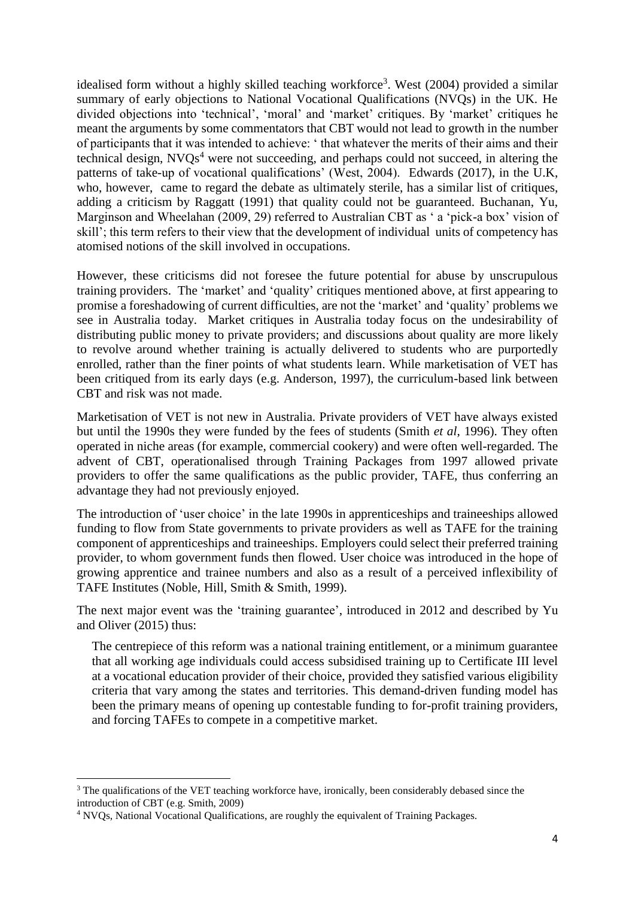idealised form without a highly skilled teaching workforce[3]. West (2004) provided a similar summary of early objections to National Vocational Qualifications (NVQs) in the UK. He divided objections into 'technical', 'moral' and 'market' critiques. By 'market' critiques he meant the arguments by some commentators that CBT would not lead to growth in the number of participants that it was intended to achieve: ' that whatever the merits of their aims and their technical design, NVQs[4] were not succeeding, and perhaps could not succeed, in altering the patterns of take-up of vocational qualifications' (West, 2004). Edwards (2017), in the U.K, who, however, came to regard the debate as ultimately sterile, has a similar list of critiques, adding a criticism by Raggatt (1991) that quality could not be guaranteed. Buchanan, Yu, Marginson and Wheelahan (2009, 29) referred to Australian CBT as ' a 'pick-a box' vision of skill'; this term refers to their view that the development of individual units of competency has atomised notions of the skill involved in occupations.

However, these criticisms did not foresee the future potential for abuse by unscrupulous training providers. The 'market' and 'quality' critiques mentioned above, at first appearing to promise a foreshadowing of current difficulties, are not the 'market' and 'quality' problems we see in Australia today. Market critiques in Australia today focus on the undesirability of distributing public money to private providers; and discussions about quality are more likely to revolve around whether training is actually delivered to students who are purportedly enrolled, rather than the finer points of what students learn. While marketisation of VET has been critiqued from its early days (e.g. Anderson, 1997), the curriculum-based link between CBT and risk was not made.

Marketisation of VET is not new in Australia. Private providers of VET have always existed but until the 1990s they were funded by the fees of students (Smith *et al*, 1996). They often operated in niche areas (for example, commercial cookery) and were often well-regarded. The advent of CBT, operationalised through Training Packages from 1997 allowed private providers to offer the same qualifications as the public provider, TAFE, thus conferring an advantage they had not previously enjoyed.

The introduction of 'user choice' in the late 1990s in apprenticeships and traineeships allowed funding to flow from State governments to private providers as well as TAFE for the training component of apprenticeships and traineeships. Employers could select their preferred training provider, to whom government funds then flowed. User choice was introduced in the hope of growing apprentice and trainee numbers and also as a result of a perceived inflexibility of TAFE Institutes (Noble, Hill, Smith & Smith, 1999).

The next major event was the 'training guarantee', introduced in 2012 and described by Yu and Oliver (2015) thus:

> The centrepiece of this reform was a national training entitlement, or a minimum guarantee that all working age individuals could access subsidised training up to Certificate III level at a vocational education provider of their choice, provided they satisfied various eligibility criteria that vary among the states and territories. This demand-driven funding model has been the primary means of opening up contestable funding to for-profit training providers, and forcing TAFEs to compete in a competitive market.

[3] The qualifications of the VET teaching workforce have, ironically, been considerably debased since the introduction of CBT (e.g. Smith, 2009)

[4] NVQs, National Vocational Qualifications, are roughly the equivalent of Training Packages.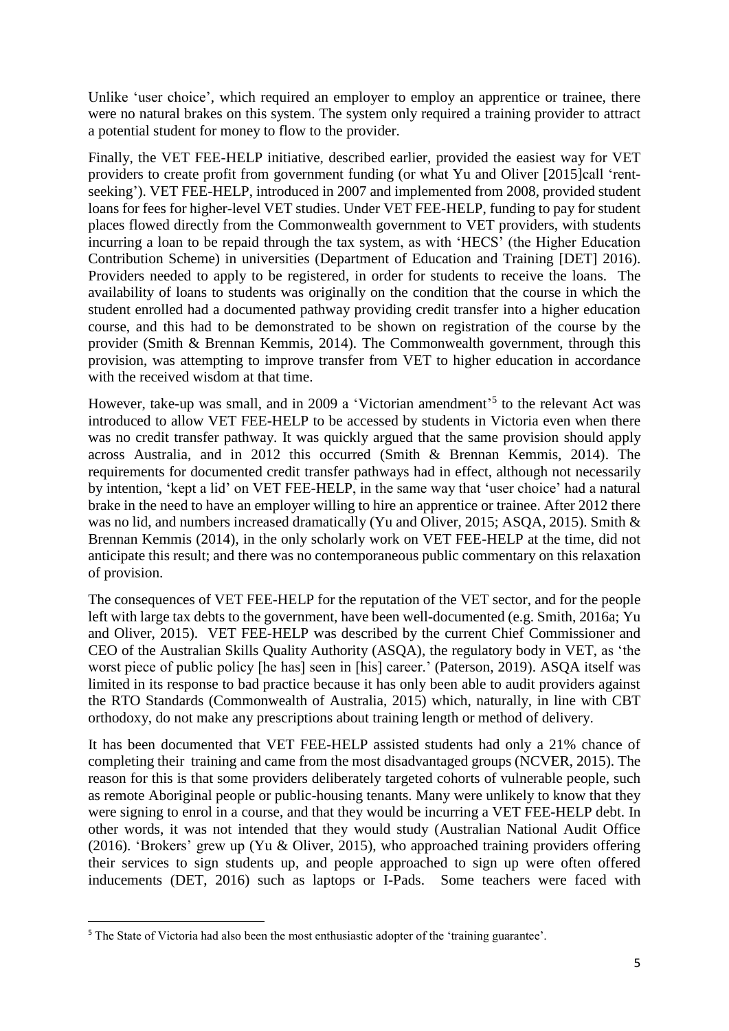Unlike 'user choice', which required an employer to employ an apprentice or trainee, there were no natural brakes on this system. The system only required a training provider to attract a potential student for money to flow to the provider.

Finally, the VET FEE-HELP initiative, described earlier, provided the easiest way for VET providers to create profit from government funding (or what Yu and Oliver [2015]call 'rent-seeking'). VET FEE-HELP, introduced in 2007 and implemented from 2008, provided student loans for fees for higher-level VET studies. Under VET FEE-HELP, funding to pay for student places flowed directly from the Commonwealth government to VET providers, with students incurring a loan to be repaid through the tax system, as with 'HECS' (the Higher Education Contribution Scheme) in universities (Department of Education and Training [DET] 2016). Providers needed to apply to be registered, in order for students to receive the loans. The availability of loans to students was originally on the condition that the course in which the student enrolled had a documented pathway providing credit transfer into a higher education course, and this had to be demonstrated to be shown on registration of the course by the provider (Smith & Brennan Kemmis, 2014). The Commonwealth government, through this provision, was attempting to improve transfer from VET to higher education in accordance with the received wisdom at that time.

However, take-up was small, and in 2009 a 'Victorian amendment'[5] to the relevant Act was introduced to allow VET FEE-HELP to be accessed by students in Victoria even when there was no credit transfer pathway. It was quickly argued that the same provision should apply across Australia, and in 2012 this occurred (Smith & Brennan Kemmis, 2014). The requirements for documented credit transfer pathways had in effect, although not necessarily by intention, 'kept a lid' on VET FEE-HELP, in the same way that 'user choice' had a natural brake in the need to have an employer willing to hire an apprentice or trainee. After 2012 there was no lid, and numbers increased dramatically (Yu and Oliver, 2015; ASQA, 2015). Smith & Brennan Kemmis (2014), in the only scholarly work on VET FEE-HELP at the time, did not anticipate this result; and there was no contemporaneous public commentary on this relaxation of provision.

The consequences of VET FEE-HELP for the reputation of the VET sector, and for the people left with large tax debts to the government, have been well-documented (e.g. Smith, 2016a; Yu and Oliver, 2015). VET FEE-HELP was described by the current Chief Commissioner and CEO of the Australian Skills Quality Authority (ASQA), the regulatory body in VET, as 'the worst piece of public policy [he has] seen in [his] career.' (Paterson, 2019). ASQA itself was limited in its response to bad practice because it has only been able to audit providers against the RTO Standards (Commonwealth of Australia, 2015) which, naturally, in line with CBT orthodoxy, do not make any prescriptions about training length or method of delivery.

It has been documented that VET FEE-HELP assisted students had only a 21% chance of completing their training and came from the most disadvantaged groups (NCVER, 2015). The reason for this is that some providers deliberately targeted cohorts of vulnerable people, such as remote Aboriginal people or public-housing tenants. Many were unlikely to know that they were signing to enrol in a course, and that they would be incurring a VET FEE-HELP debt. In other words, it was not intended that they would study (Australian National Audit Office (2016). 'Brokers' grew up (Yu & Oliver, 2015), who approached training providers offering their services to sign students up, and people approached to sign up were often offered inducements (DET, 2016) such as laptops or I-Pads. Some teachers were faced with

---

[5] The State of Victoria had also been the most enthusiastic adopter of the 'training guarantee'.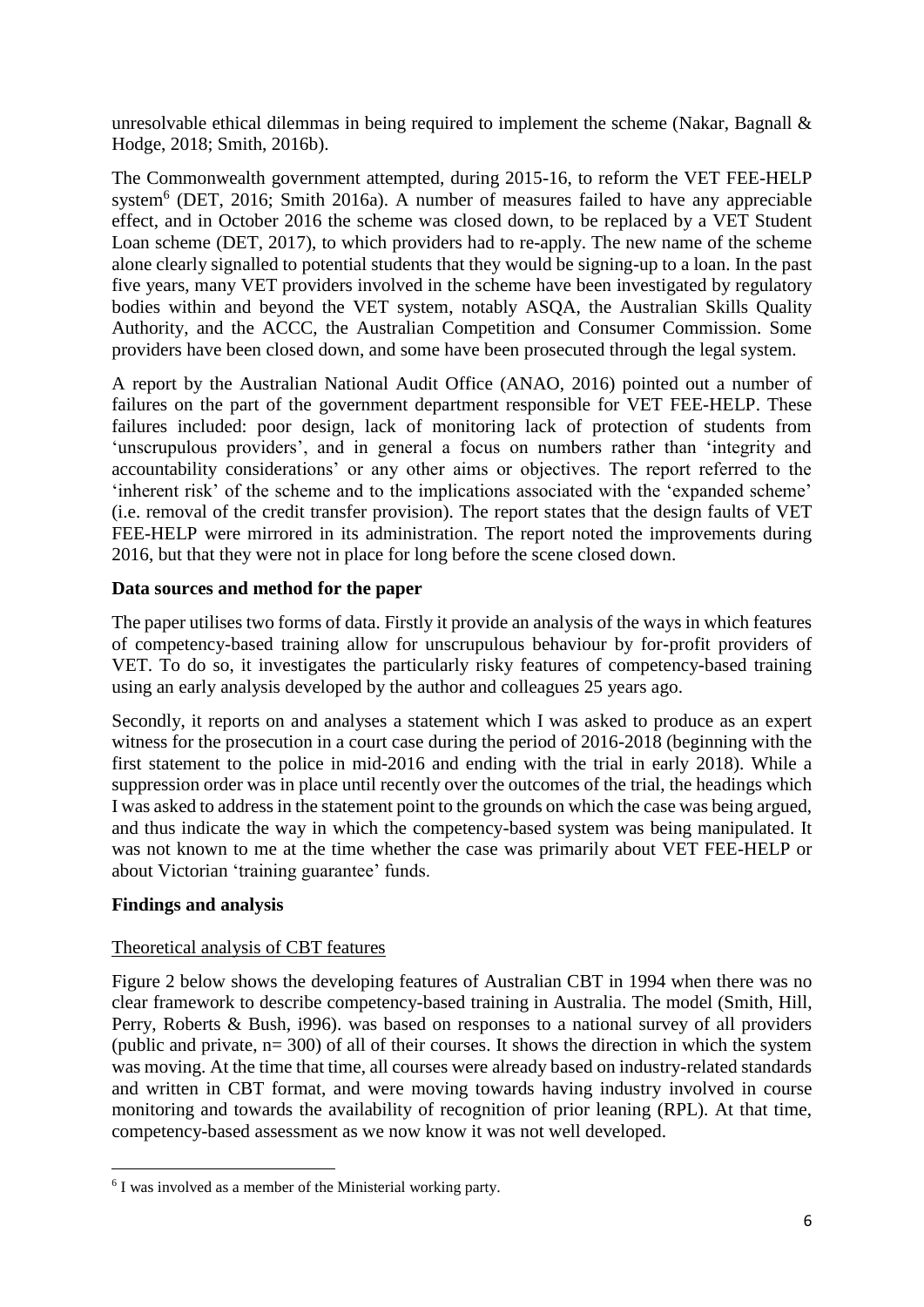unresolvable ethical dilemmas in being required to implement the scheme (Nakar, Bagnall & Hodge, 2018; Smith, 2016b).

The Commonwealth government attempted, during 2015-16, to reform the VET FEE-HELP system[6] (DET, 2016; Smith 2016a). A number of measures failed to have any appreciable effect, and in October 2016 the scheme was closed down, to be replaced by a VET Student Loan scheme (DET, 2017), to which providers had to re-apply. The new name of the scheme alone clearly signalled to potential students that they would be signing-up to a loan. In the past five years, many VET providers involved in the scheme have been investigated by regulatory bodies within and beyond the VET system, notably ASQA, the Australian Skills Quality Authority, and the ACCC, the Australian Competition and Consumer Commission. Some providers have been closed down, and some have been prosecuted through the legal system.

A report by the Australian National Audit Office (ANAO, 2016) pointed out a number of failures on the part of the government department responsible for VET FEE-HELP. These failures included: poor design, lack of monitoring lack of protection of students from 'unscrupulous providers', and in general a focus on numbers rather than 'integrity and accountability considerations' or any other aims or objectives. The report referred to the 'inherent risk' of the scheme and to the implications associated with the 'expanded scheme' (i.e. removal of the credit transfer provision). The report states that the design faults of VET FEE-HELP were mirrored in its administration. The report noted the improvements during 2016, but that they were not in place for long before the scene closed down.

**Data sources and method for the paper**

The paper utilises two forms of data. Firstly it provide an analysis of the ways in which features of competency-based training allow for unscrupulous behaviour by for-profit providers of VET. To do so, it investigates the particularly risky features of competency-based training using an early analysis developed by the author and colleagues 25 years ago.

Secondly, it reports on and analyses a statement which I was asked to produce as an expert witness for the prosecution in a court case during the period of 2016-2018 (beginning with the first statement to the police in mid-2016 and ending with the trial in early 2018). While a suppression order was in place until recently over the outcomes of the trial, the headings which I was asked to address in the statement point to the grounds on which the case was being argued, and thus indicate the way in which the competency-based system was being manipulated. It was not known to me at the time whether the case was primarily about VET FEE-HELP or about Victorian 'training guarantee' funds.

**Findings and analysis**

Theoretical analysis of CBT features

Figure 2 below shows the developing features of Australian CBT in 1994 when there was no clear framework to describe competency-based training in Australia. The model (Smith, Hill, Perry, Roberts & Bush, i996). was based on responses to a national survey of all providers (public and private, n= 300) of all of their courses. It shows the direction in which the system was moving. At the time that time, all courses were already based on industry-related standards and written in CBT format, and were moving towards having industry involved in course monitoring and towards the availability of recognition of prior leaning (RPL). At that time, competency-based assessment as we now know it was not well developed.

---

[6] I was involved as a member of the Ministerial working party.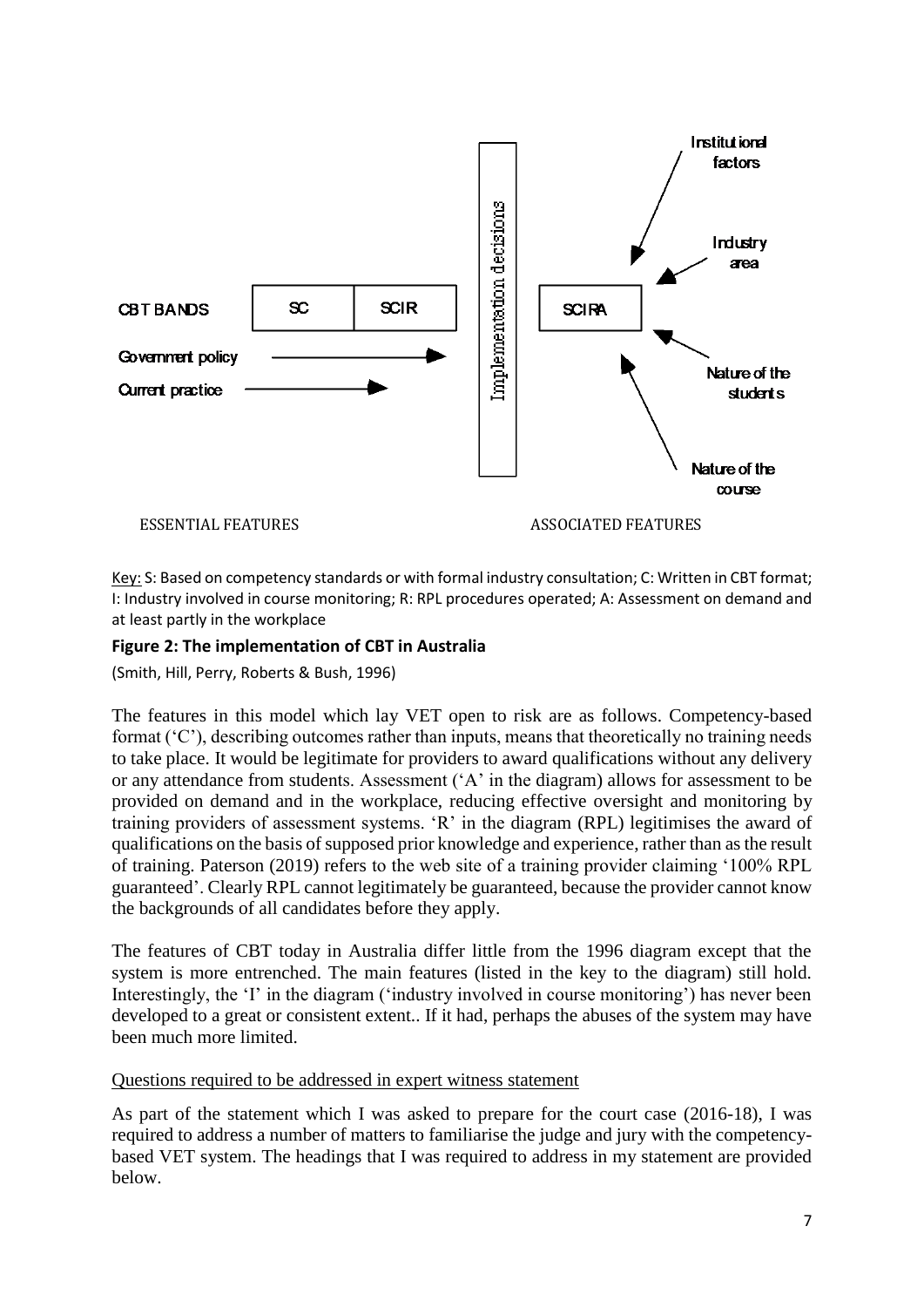CBT BANDS | SC | SCIR | Implementation decisions | SCIRA

Government policy →

Current practice →

Institutional factors; Industry area; Nature of the students; Nature of the course

ESSENTIAL FEATURES ASSOCIATED FEATURES

Key: S: Based on competency standards or with formal industry consultation; C: Written in CBT format; I: Industry involved in course monitoring; R: RPL procedures operated; A: Assessment on demand and at least partly in the workplace

**Figure 2: The implementation of CBT in Australia**

(Smith, Hill, Perry, Roberts & Bush, 1996)

The features in this model which lay VET open to risk are as follows. Competency-based format ('C'), describing outcomes rather than inputs, means that theoretically no training needs to take place. It would be legitimate for providers to award qualifications without any delivery or any attendance from students. Assessment ('A' in the diagram) allows for assessment to be provided on demand and in the workplace, reducing effective oversight and monitoring by training providers of assessment systems. 'R' in the diagram (RPL) legitimises the award of qualifications on the basis of supposed prior knowledge and experience, rather than as the result of training. Paterson (2019) refers to the web site of a training provider claiming '100% RPL guaranteed'. Clearly RPL cannot legitimately be guaranteed, because the provider cannot know the backgrounds of all candidates before they apply.

The features of CBT today in Australia differ little from the 1996 diagram except that the system is more entrenched. The main features (listed in the key to the diagram) still hold. Interestingly, the 'I' in the diagram ('industry involved in course monitoring') has never been developed to a great or consistent extent.. If it had, perhaps the abuses of the system may have been much more limited.

Questions required to be addressed in expert witness statement

As part of the statement which I was asked to prepare for the court case (2016-18), I was required to address a number of matters to familiarise the judge and jury with the competency-based VET system. The headings that I was required to address in my statement are provided below.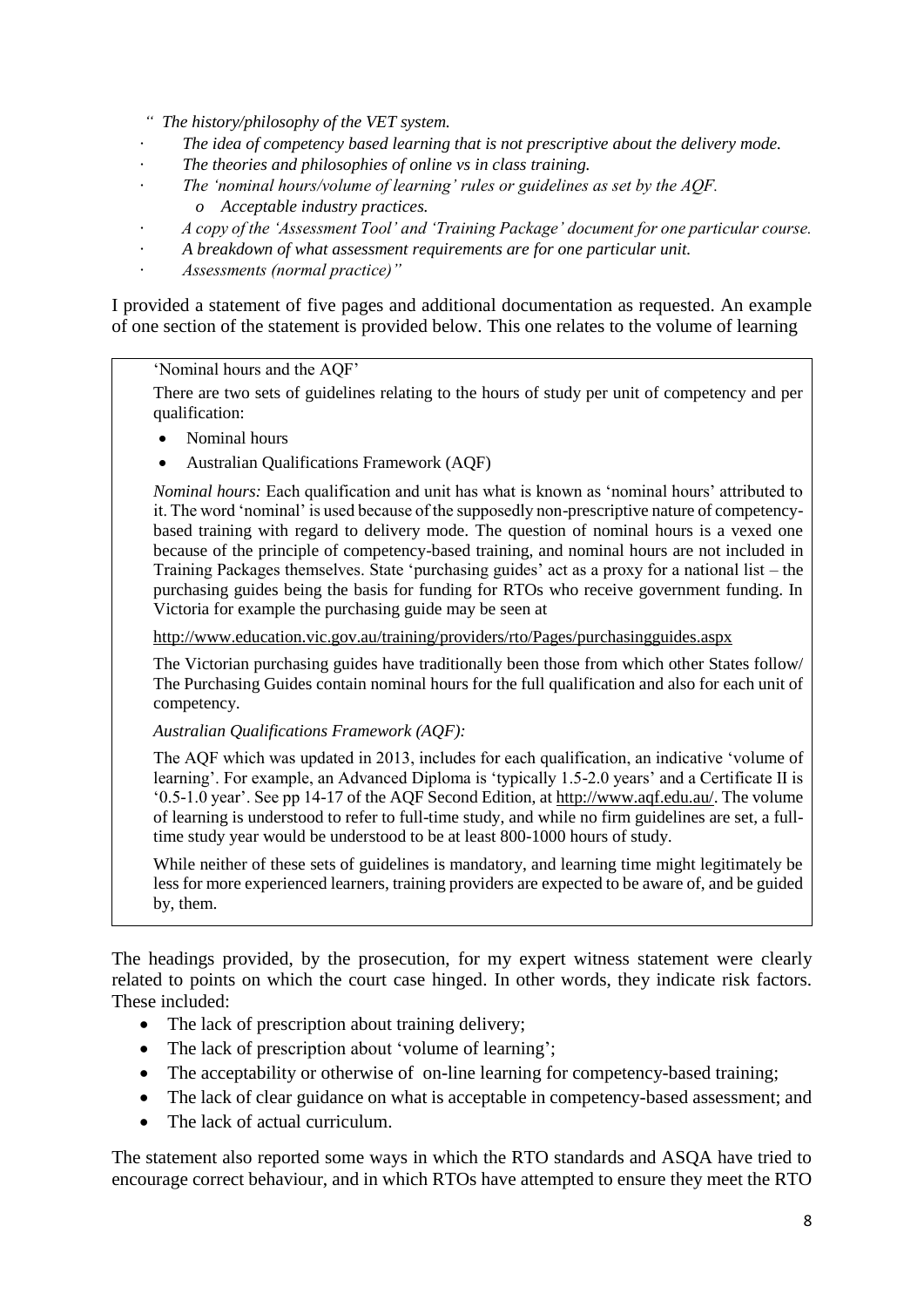*"  The history/philosophy of the VET system.*

- *The idea of competency based learning that is not prescriptive about the delivery mode.*
- *The theories and philosophies of online vs in class training.*
- *The 'nominal hours/volume of learning' rules or guidelines as set by the AQF.*
    - *Acceptable industry practices.*
- *A copy of the 'Assessment Tool' and 'Training Package' document for one particular course.*
- *A breakdown of what assessment requirements are for one particular unit.*
- *Assessments (normal practice)"*

I provided a statement of five pages and additional documentation as requested. An example of one section of the statement is provided below. This one relates to the volume of learning

> 'Nominal hours and the AQF'
>
> There are two sets of guidelines relating to the hours of study per unit of competency and per qualification:
>
> - Nominal hours
> - Australian Qualifications Framework (AQF)
>
> *Nominal hours:* Each qualification and unit has what is known as 'nominal hours' attributed to it. The word 'nominal' is used because of the supposedly non-prescriptive nature of competency-based training with regard to delivery mode. The question of nominal hours is a vexed one because of the principle of competency-based training, and nominal hours are not included in Training Packages themselves. State 'purchasing guides' act as a proxy for a national list – the purchasing guides being the basis for funding for RTOs who receive government funding. In Victoria for example the purchasing guide may be seen at
>
> http://www.education.vic.gov.au/training/providers/rto/Pages/purchasingguides.aspx
>
> The Victorian purchasing guides have traditionally been those from which other States follow/ The Purchasing Guides contain nominal hours for the full qualification and also for each unit of competency.
>
> *Australian Qualifications Framework (AQF):*
>
> The AQF which was updated in 2013, includes for each qualification, an indicative 'volume of learning'. For example, an Advanced Diploma is 'typically 1.5-2.0 years' and a Certificate II is '0.5-1.0 year'. See pp 14-17 of the AQF Second Edition, at http://www.aqf.edu.au/. The volume of learning is understood to refer to full-time study, and while no firm guidelines are set, a full-time study year would be understood to be at least 800-1000 hours of study.
>
> While neither of these sets of guidelines is mandatory, and learning time might legitimately be less for more experienced learners, training providers are expected to be aware of, and be guided by, them.

The headings provided, by the prosecution, for my expert witness statement were clearly related to points on which the court case hinged. In other words, they indicate risk factors. These included:

- The lack of prescription about training delivery;
- The lack of prescription about 'volume of learning';
- The acceptability or otherwise of on-line learning for competency-based training;
- The lack of clear guidance on what is acceptable in competency-based assessment; and
- The lack of actual curriculum.

The statement also reported some ways in which the RTO standards and ASQA have tried to encourage correct behaviour, and in which RTOs have attempted to ensure they meet the RTO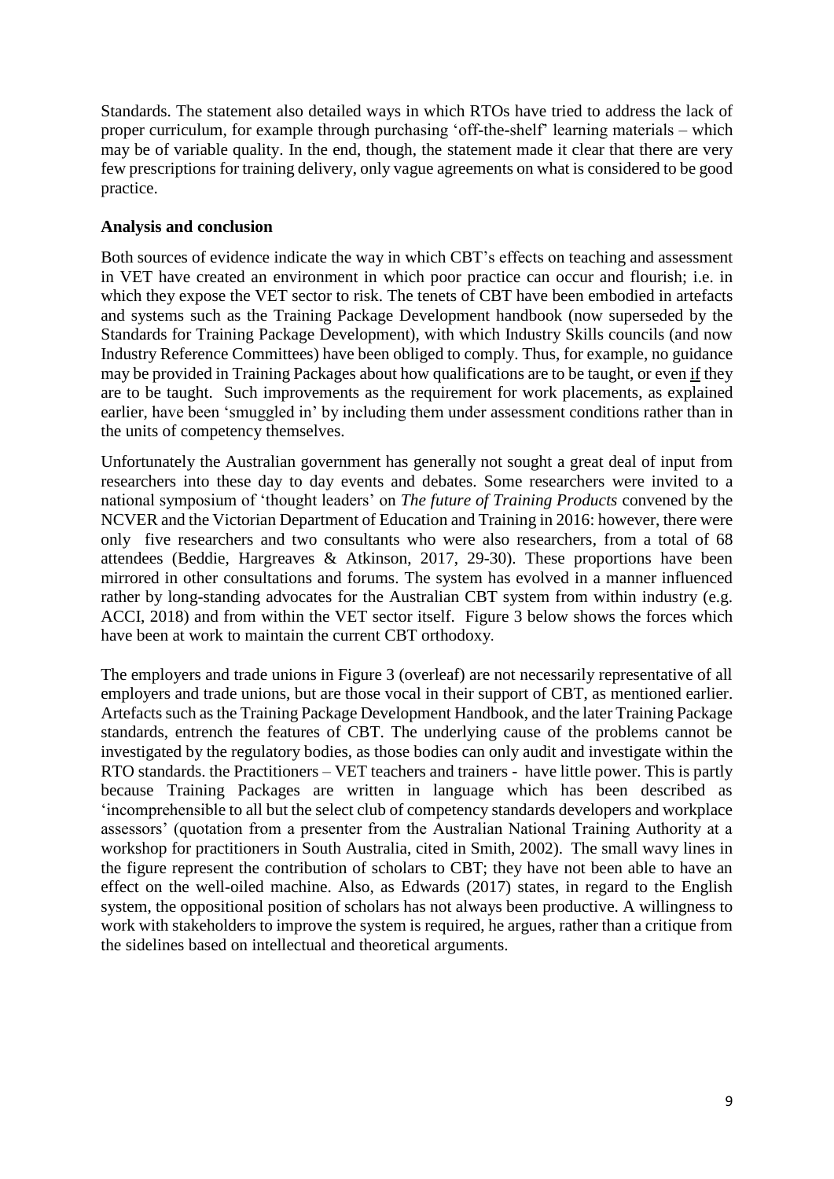Standards. The statement also detailed ways in which RTOs have tried to address the lack of proper curriculum, for example through purchasing 'off-the-shelf' learning materials – which may be of variable quality. In the end, though, the statement made it clear that there are very few prescriptions for training delivery, only vague agreements on what is considered to be good practice.

**Analysis and conclusion**

Both sources of evidence indicate the way in which CBT's effects on teaching and assessment in VET have created an environment in which poor practice can occur and flourish; i.e. in which they expose the VET sector to risk. The tenets of CBT have been embodied in artefacts and systems such as the Training Package Development handbook (now superseded by the Standards for Training Package Development), with which Industry Skills councils (and now Industry Reference Committees) have been obliged to comply. Thus, for example, no guidance may be provided in Training Packages about how qualifications are to be taught, or even <u>if</u> they are to be taught. Such improvements as the requirement for work placements, as explained earlier, have been 'smuggled in' by including them under assessment conditions rather than in the units of competency themselves.

Unfortunately the Australian government has generally not sought a great deal of input from researchers into these day to day events and debates. Some researchers were invited to a national symposium of 'thought leaders' on *The future of Training Products* convened by the NCVER and the Victorian Department of Education and Training in 2016: however, there were only five researchers and two consultants who were also researchers, from a total of 68 attendees (Beddie, Hargreaves & Atkinson, 2017, 29-30). These proportions have been mirrored in other consultations and forums. The system has evolved in a manner influenced rather by long-standing advocates for the Australian CBT system from within industry (e.g. ACCI, 2018) and from within the VET sector itself. Figure 3 below shows the forces which have been at work to maintain the current CBT orthodoxy.

The employers and trade unions in Figure 3 (overleaf) are not necessarily representative of all employers and trade unions, but are those vocal in their support of CBT, as mentioned earlier. Artefacts such as the Training Package Development Handbook, and the later Training Package standards, entrench the features of CBT. The underlying cause of the problems cannot be investigated by the regulatory bodies, as those bodies can only audit and investigate within the RTO standards. the Practitioners – VET teachers and trainers - have little power. This is partly because Training Packages are written in language which has been described as 'incomprehensible to all but the select club of competency standards developers and workplace assessors' (quotation from a presenter from the Australian National Training Authority at a workshop for practitioners in South Australia, cited in Smith, 2002). The small wavy lines in the figure represent the contribution of scholars to CBT; they have not been able to have an effect on the well-oiled machine. Also, as Edwards (2017) states, in regard to the English system, the oppositional position of scholars has not always been productive. A willingness to work with stakeholders to improve the system is required, he argues, rather than a critique from the sidelines based on intellectual and theoretical arguments.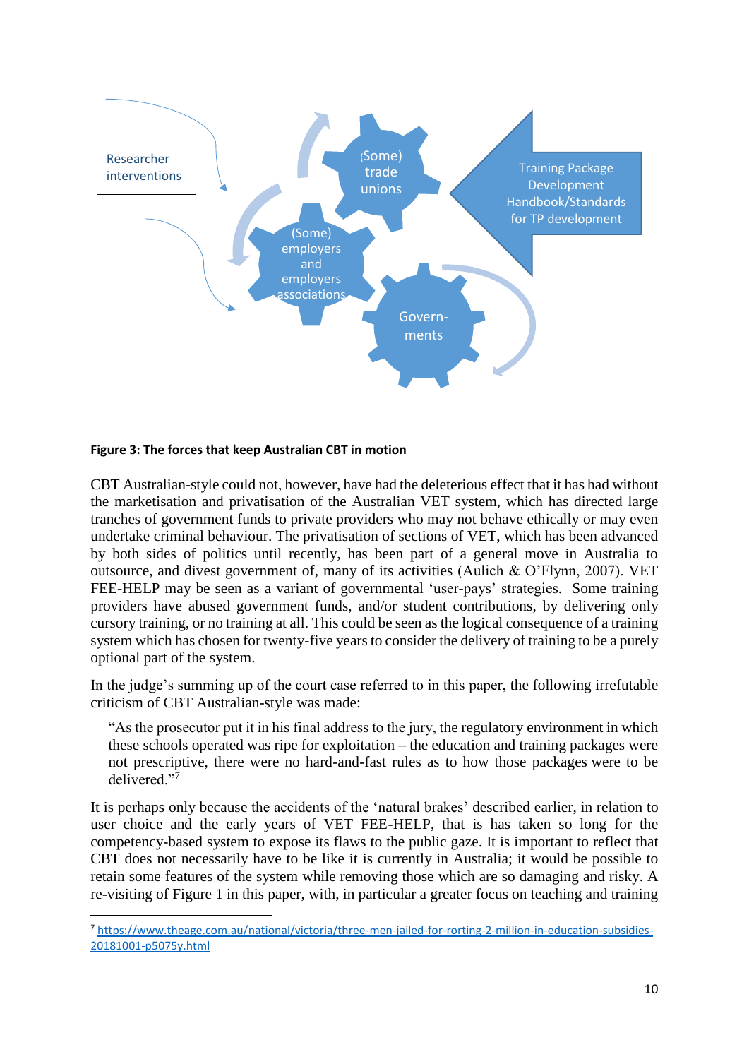**Figure 3: The forces that keep Australian CBT in motion**

CBT Australian-style could not, however, have had the deleterious effect that it has had without the marketisation and privatisation of the Australian VET system, which has directed large tranches of government funds to private providers who may not behave ethically or may even undertake criminal behaviour. The privatisation of sections of VET, which has been advanced by both sides of politics until recently, has been part of a general move in Australia to outsource, and divest government of, many of its activities (Aulich & O'Flynn, 2007). VET FEE-HELP may be seen as a variant of governmental 'user-pays' strategies. Some training providers have abused government funds, and/or student contributions, by delivering only cursory training, or no training at all. This could be seen as the logical consequence of a training system which has chosen for twenty-five years to consider the delivery of training to be a purely optional part of the system.

In the judge's summing up of the court case referred to in this paper, the following irrefutable criticism of CBT Australian-style was made:

> "As the prosecutor put it in his final address to the jury, the regulatory environment in which these schools operated was ripe for exploitation – the education and training packages were not prescriptive, there were no hard-and-fast rules as to how those packages were to be delivered."[7]

It is perhaps only because the accidents of the 'natural brakes' described earlier, in relation to user choice and the early years of VET FEE-HELP, that is has taken so long for the competency-based system to expose its flaws to the public gaze. It is important to reflect that CBT does not necessarily have to be like it is currently in Australia; it would be possible to retain some features of the system while removing those which are so damaging and risky. A re-visiting of Figure 1 in this paper, with, in particular a greater focus on teaching and training

[7] https://www.theage.com.au/national/victoria/three-men-jailed-for-rorting-2-million-in-education-subsidies-20181001-p5075y.html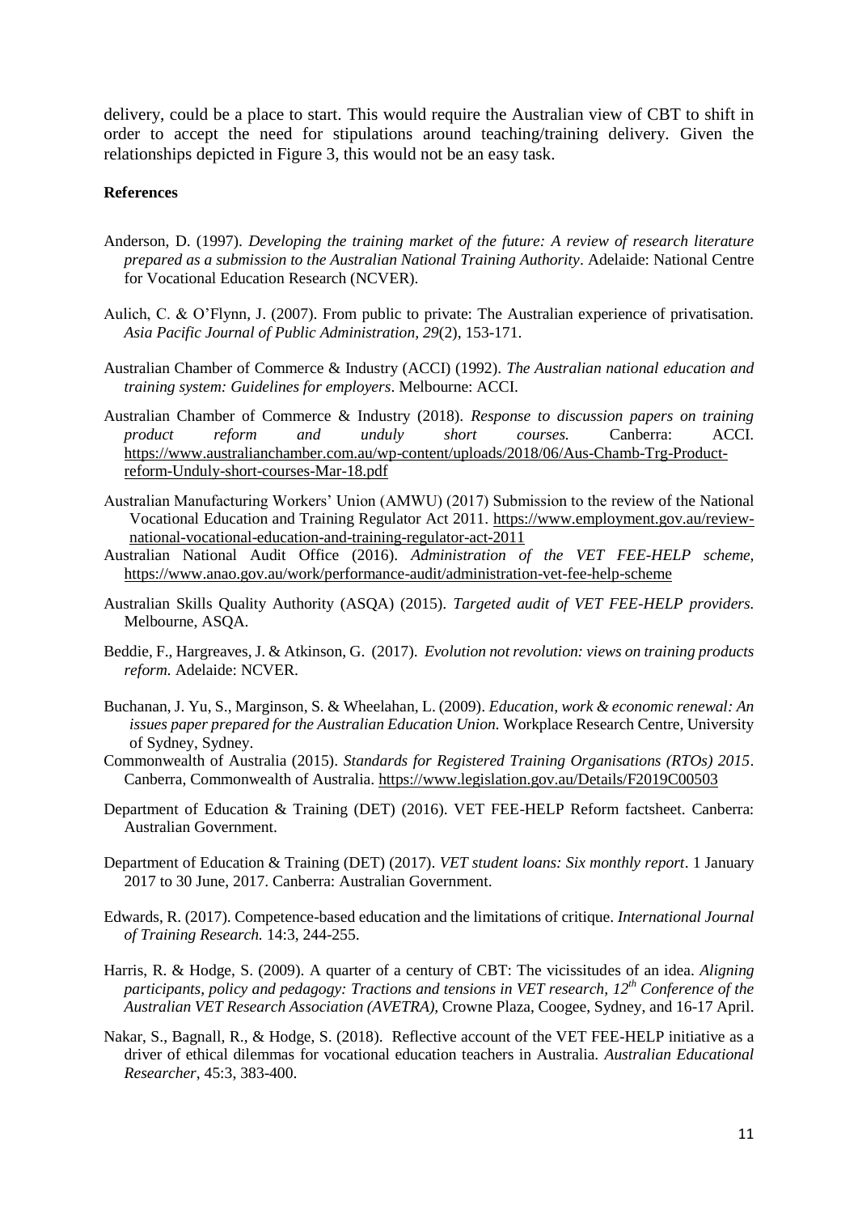delivery, could be a place to start. This would require the Australian view of CBT to shift in order to accept the need for stipulations around teaching/training delivery. Given the relationships depicted in Figure 3, this would not be an easy task.

**References**

Anderson, D. (1997). *Developing the training market of the future: A review of research literature prepared as a submission to the Australian National Training Authority*. Adelaide: National Centre for Vocational Education Research (NCVER).

Aulich, C. & O'Flynn, J. (2007). From public to private: The Australian experience of privatisation. *Asia Pacific Journal of Public Administration, 29*(2), 153-171.

Australian Chamber of Commerce & Industry (ACCI) (1992). *The Australian national education and training system: Guidelines for employers*. Melbourne: ACCI.

Australian Chamber of Commerce & Industry (2018). *Response to discussion papers on training product reform and unduly short courses.* Canberra: ACCI. https://www.australianchamber.com.au/wp-content/uploads/2018/06/Aus-Chamb-Trg-Product-reform-Unduly-short-courses-Mar-18.pdf

Australian Manufacturing Workers' Union (AMWU) (2017) Submission to the review of the National Vocational Education and Training Regulator Act 2011. https://www.employment.gov.au/review-national-vocational-education-and-training-regulator-act-2011

Australian National Audit Office (2016). *Administration of the VET FEE-HELP scheme,* https://www.anao.gov.au/work/performance-audit/administration-vet-fee-help-scheme

Australian Skills Quality Authority (ASQA) (2015). *Targeted audit of VET FEE-HELP providers.* Melbourne, ASQA.

Beddie, F., Hargreaves, J. & Atkinson, G. (2017). *Evolution not revolution: views on training products reform.* Adelaide: NCVER.

Buchanan, J. Yu, S., Marginson, S. & Wheelahan, L. (2009). *Education, work & economic renewal: An issues paper prepared for the Australian Education Union.* Workplace Research Centre, University of Sydney, Sydney.

Commonwealth of Australia (2015). *Standards for Registered Training Organisations (RTOs) 2015*. Canberra, Commonwealth of Australia. https://www.legislation.gov.au/Details/F2019C00503

Department of Education & Training (DET) (2016). VET FEE-HELP Reform factsheet. Canberra: Australian Government.

Department of Education & Training (DET) (2017). *VET student loans: Six monthly report*. 1 January 2017 to 30 June, 2017. Canberra: Australian Government.

Edwards, R. (2017). Competence-based education and the limitations of critique. *International Journal of Training Research.* 14:3, 244-255.

Harris, R. & Hodge, S. (2009). A quarter of a century of CBT: The vicissitudes of an idea. *Aligning participants, policy and pedagogy: Tractions and tensions in VET research, 12th Conference of the Australian VET Research Association (AVETRA),* Crowne Plaza, Coogee, Sydney, and 16-17 April.

Nakar, S., Bagnall, R., & Hodge, S. (2018). Reflective account of the VET FEE-HELP initiative as a driver of ethical dilemmas for vocational education teachers in Australia. *Australian Educational Researcher*, 45:3, 383-400.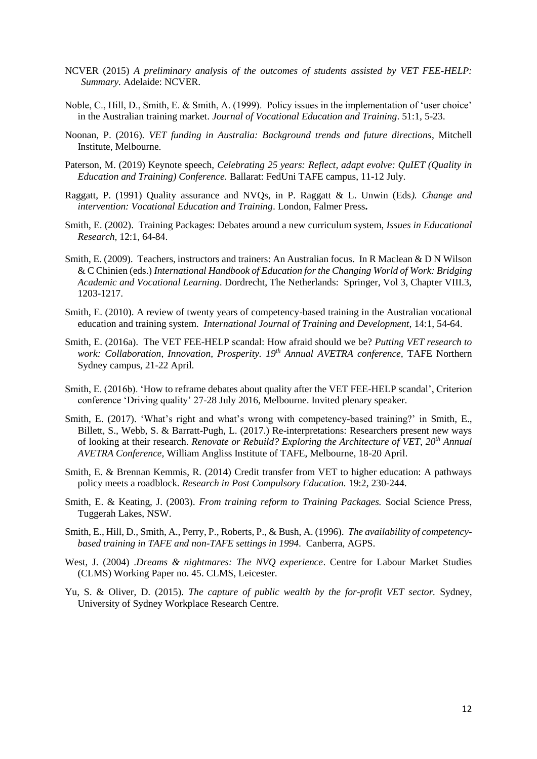NCVER (2015) *A preliminary analysis of the outcomes of students assisted by VET FEE-HELP: Summary.* Adelaide: NCVER.

Noble, C., Hill, D., Smith, E. & Smith, A. (1999). Policy issues in the implementation of 'user choice' in the Australian training market. *Journal of Vocational Education and Training*. 51:1, 5-23.

Noonan, P. (2016). *VET funding in Australia: Background trends and future directions*, Mitchell Institute, Melbourne.

Paterson, M. (2019) Keynote speech, *Celebrating 25 years: Reflect, adapt evolve: QuIET (Quality in Education and Training) Conference.* Ballarat: FedUni TAFE campus, 11-12 July.

Raggatt, P. (1991) Quality assurance and NVQs, in P. Raggatt & L. Unwin (Eds*). Change and intervention: Vocational Education and Training*. London, Falmer Press**.**

Smith, E. (2002). Training Packages: Debates around a new curriculum system, *Issues in Educational Research*, 12:1, 64-84.

Smith, E. (2009). Teachers, instructors and trainers: An Australian focus. In R Maclean & D N Wilson & C Chinien (eds.) *International Handbook of Education for the Changing World of Work: Bridging Academic and Vocational Learning*. Dordrecht, The Netherlands: Springer, Vol 3, Chapter VIII.3, 1203-1217.

Smith, E. (2010). A review of twenty years of competency-based training in the Australian vocational education and training system. *International Journal of Training and Development*, 14:1, 54-64.

Smith, E. (2016a). The VET FEE-HELP scandal: How afraid should we be? *Putting VET research to work: Collaboration, Innovation, Prosperity. 19th Annual AVETRA conference,* TAFE Northern Sydney campus, 21-22 April.

Smith, E. (2016b). 'How to reframe debates about quality after the VET FEE-HELP scandal', Criterion conference 'Driving quality' 27-28 July 2016, Melbourne. Invited plenary speaker.

Smith, E. (2017). 'What's right and what's wrong with competency-based training?' in Smith, E., Billett, S., Webb, S. & Barratt-Pugh, L. (2017.) Re-interpretations: Researchers present new ways of looking at their research. *Renovate or Rebuild? Exploring the Architecture of VET, 20th Annual AVETRA Conference,* William Angliss Institute of TAFE, Melbourne, 18-20 April.

Smith, E. & Brennan Kemmis, R. (2014) Credit transfer from VET to higher education: A pathways policy meets a roadblock. *Research in Post Compulsory Education.* 19:2, 230-244.

Smith, E. & Keating, J. (2003). *From training reform to Training Packages.* Social Science Press, Tuggerah Lakes, NSW.

Smith, E., Hill, D., Smith, A., Perry, P., Roberts, P., & Bush, A. (1996). *The availability of competency-based training in TAFE and non-TAFE settings in 1994*. Canberra, AGPS.

West, J. (2004) .*Dreams & nightmares: The NVQ experience*. Centre for Labour Market Studies (CLMS) Working Paper no. 45. CLMS, Leicester.

Yu, S. & Oliver, D. (2015). *The capture of public wealth by the for-profit VET sector.* Sydney, University of Sydney Workplace Research Centre.